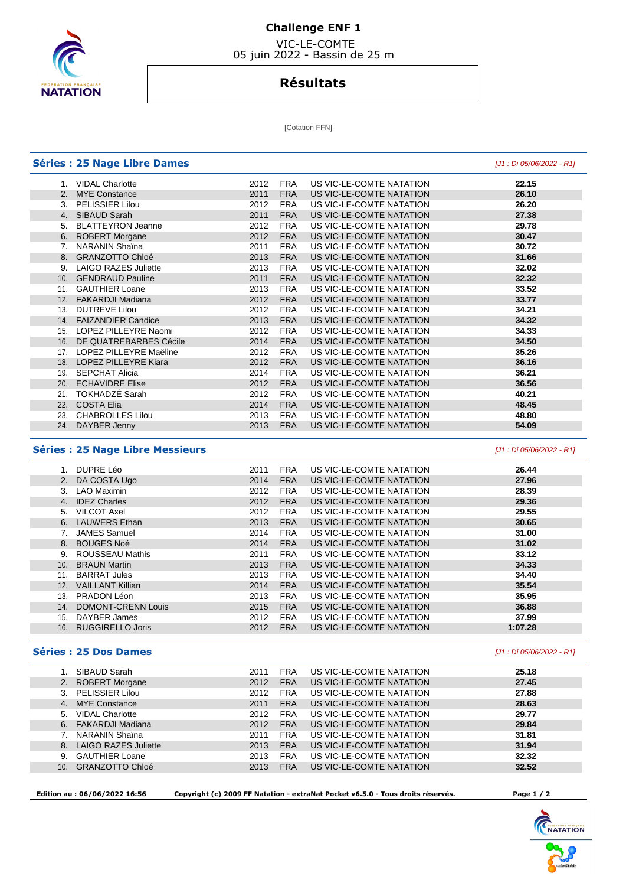# Challenge ENF 1

VIC-LE-COMTE
05 juin 2022 - Bassin de 25 m

## Résultats

[Cotation FFN]

### Séries : 25 Nage Libre Dames

*[J1 : Di 05/06/2022 - R1]*

| | | | | | |
|---|---|---|---|---|---|
| 1. | VIDAL Charlotte | 2012 | FRA | US VIC-LE-COMTE NATATION | **22.15** |
| 2. | MYE Constance | 2011 | FRA | US VIC-LE-COMTE NATATION | **26.10** |
| 3. | PELISSIER Lilou | 2012 | FRA | US VIC-LE-COMTE NATATION | **26.20** |
| 4. | SIBAUD Sarah | 2011 | FRA | US VIC-LE-COMTE NATATION | **27.38** |
| 5. | BLATTEYRON Jeanne | 2012 | FRA | US VIC-LE-COMTE NATATION | **29.78** |
| 6. | ROBERT Morgane | 2012 | FRA | US VIC-LE-COMTE NATATION | **30.47** |
| 7. | NARANIN Shaïna | 2011 | FRA | US VIC-LE-COMTE NATATION | **30.72** |
| 8. | GRANZOTTO Chloé | 2013 | FRA | US VIC-LE-COMTE NATATION | **31.66** |
| 9. | LAIGO RAZES Juliette | 2013 | FRA | US VIC-LE-COMTE NATATION | **32.02** |
| 10. | GENDRAUD Pauline | 2011 | FRA | US VIC-LE-COMTE NATATION | **32.32** |
| 11. | GAUTHIER Loane | 2013 | FRA | US VIC-LE-COMTE NATATION | **33.52** |
| 12. | FAKARDJI Madiana | 2012 | FRA | US VIC-LE-COMTE NATATION | **33.77** |
| 13. | DUTREVE Lilou | 2012 | FRA | US VIC-LE-COMTE NATATION | **34.21** |
| 14. | FAIZANDIER Candice | 2013 | FRA | US VIC-LE-COMTE NATATION | **34.32** |
| 15. | LOPEZ PILLEYRE Naomi | 2012 | FRA | US VIC-LE-COMTE NATATION | **34.33** |
| 16. | DE QUATREBARBES Cécile | 2014 | FRA | US VIC-LE-COMTE NATATION | **34.50** |
| 17. | LOPEZ PILLEYRE Maëline | 2012 | FRA | US VIC-LE-COMTE NATATION | **35.26** |
| 18. | LOPEZ PILLEYRE Kiara | 2012 | FRA | US VIC-LE-COMTE NATATION | **36.16** |
| 19. | SEPCHAT Alicia | 2014 | FRA | US VIC-LE-COMTE NATATION | **36.21** |
| 20. | ECHAVIDRE Elise | 2012 | FRA | US VIC-LE-COMTE NATATION | **36.56** |
| 21. | TOKHADZÉ Sarah | 2012 | FRA | US VIC-LE-COMTE NATATION | **40.21** |
| 22. | COSTA Elia | 2014 | FRA | US VIC-LE-COMTE NATATION | **48.45** |
| 23. | CHABROLLES Lilou | 2013 | FRA | US VIC-LE-COMTE NATATION | **48.80** |
| 24. | DAYBER Jenny | 2013 | FRA | US VIC-LE-COMTE NATATION | **54.09** |

### Séries : 25 Nage Libre Messieurs

*[J1 : Di 05/06/2022 - R1]*

| | | | | | |
|---|---|---|---|---|---|
| 1. | DUPRE Léo | 2011 | FRA | US VIC-LE-COMTE NATATION | **26.44** |
| 2. | DA COSTA Ugo | 2014 | FRA | US VIC-LE-COMTE NATATION | **27.96** |
| 3. | LAO Maximin | 2012 | FRA | US VIC-LE-COMTE NATATION | **28.39** |
| 4. | IDEZ Charles | 2012 | FRA | US VIC-LE-COMTE NATATION | **29.36** |
| 5. | VILCOT Axel | 2012 | FRA | US VIC-LE-COMTE NATATION | **29.55** |
| 6. | LAUWERS Ethan | 2013 | FRA | US VIC-LE-COMTE NATATION | **30.65** |
| 7. | JAMES Samuel | 2014 | FRA | US VIC-LE-COMTE NATATION | **31.00** |
| 8. | BOUGES Noé | 2014 | FRA | US VIC-LE-COMTE NATATION | **31.02** |
| 9. | ROUSSEAU Mathis | 2011 | FRA | US VIC-LE-COMTE NATATION | **33.12** |
| 10. | BRAUN Martin | 2013 | FRA | US VIC-LE-COMTE NATATION | **34.33** |
| 11. | BARRAT Jules | 2013 | FRA | US VIC-LE-COMTE NATATION | **34.40** |
| 12. | VAILLANT Killian | 2014 | FRA | US VIC-LE-COMTE NATATION | **35.54** |
| 13. | PRADON Léon | 2013 | FRA | US VIC-LE-COMTE NATATION | **35.95** |
| 14. | DOMONT-CRENN Louis | 2015 | FRA | US VIC-LE-COMTE NATATION | **36.88** |
| 15. | DAYBER James | 2012 | FRA | US VIC-LE-COMTE NATATION | **37.99** |
| 16. | RUGGIRELLO Joris | 2012 | FRA | US VIC-LE-COMTE NATATION | **1:07.28** |

### Séries : 25 Dos Dames

*[J1 : Di 05/06/2022 - R1]*

| | | | | | |
|---|---|---|---|---|---|
| 1. | SIBAUD Sarah | 2011 | FRA | US VIC-LE-COMTE NATATION | **25.18** |
| 2. | ROBERT Morgane | 2012 | FRA | US VIC-LE-COMTE NATATION | **27.45** |
| 3. | PELISSIER Lilou | 2012 | FRA | US VIC-LE-COMTE NATATION | **27.88** |
| 4. | MYE Constance | 2011 | FRA | US VIC-LE-COMTE NATATION | **28.63** |
| 5. | VIDAL Charlotte | 2012 | FRA | US VIC-LE-COMTE NATATION | **29.77** |
| 6. | FAKARDJI Madiana | 2012 | FRA | US VIC-LE-COMTE NATATION | **29.84** |
| 7. | NARANIN Shaïna | 2011 | FRA | US VIC-LE-COMTE NATATION | **31.81** |
| 8. | LAIGO RAZES Juliette | 2013 | FRA | US VIC-LE-COMTE NATATION | **31.94** |
| 9. | GAUTHIER Loane | 2013 | FRA | US VIC-LE-COMTE NATATION | **32.32** |
| 10. | GRANZOTTO Chloé | 2013 | FRA | US VIC-LE-COMTE NATATION | **32.52** |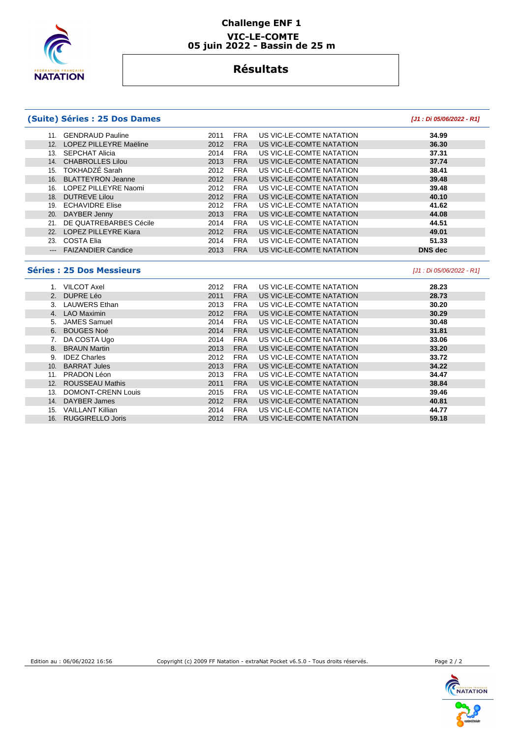**Challenge ENF 1**
**VIC-LE-COMTE**
**05 juin 2022 - Bassin de 25 m**

# Résultats

## (Suite) Séries : 25 Dos Dames

*[J1 : Di 05/06/2022 - R1]*

| | | | | | |
|---|---|---|---|---|---|
| 11. | GENDRAUD Pauline | 2011 | FRA | US VIC-LE-COMTE NATATION | **34.99** |
| 12. | LOPEZ PILLEYRE Maëline | 2012 | FRA | US VIC-LE-COMTE NATATION | **36.30** |
| 13. | SEPCHAT Alicia | 2014 | FRA | US VIC-LE-COMTE NATATION | **37.31** |
| 14. | CHABROLLES Lilou | 2013 | FRA | US VIC-LE-COMTE NATATION | **37.74** |
| 15. | TOKHADZÉ Sarah | 2012 | FRA | US VIC-LE-COMTE NATATION | **38.41** |
| 16. | BLATTEYRON Jeanne | 2012 | FRA | US VIC-LE-COMTE NATATION | **39.48** |
| 16. | LOPEZ PILLEYRE Naomi | 2012 | FRA | US VIC-LE-COMTE NATATION | **39.48** |
| 18. | DUTREVE Lilou | 2012 | FRA | US VIC-LE-COMTE NATATION | **40.10** |
| 19. | ECHAVIDRE Elise | 2012 | FRA | US VIC-LE-COMTE NATATION | **41.62** |
| 20. | DAYBER Jenny | 2013 | FRA | US VIC-LE-COMTE NATATION | **44.08** |
| 21. | DE QUATREBARBES Cécile | 2014 | FRA | US VIC-LE-COMTE NATATION | **44.51** |
| 22. | LOPEZ PILLEYRE Kiara | 2012 | FRA | US VIC-LE-COMTE NATATION | **49.01** |
| 23. | COSTA Elia | 2014 | FRA | US VIC-LE-COMTE NATATION | **51.33** |
| --- | FAIZANDIER Candice | 2013 | FRA | US VIC-LE-COMTE NATATION | **DNS dec** |

## Séries : 25 Dos Messieurs

*[J1 : Di 05/06/2022 - R1]*

| | | | | | |
|---|---|---|---|---|---|
| 1. | VILCOT Axel | 2012 | FRA | US VIC-LE-COMTE NATATION | **28.23** |
| 2. | DUPRE Léo | 2011 | FRA | US VIC-LE-COMTE NATATION | **28.73** |
| 3. | LAUWERS Ethan | 2013 | FRA | US VIC-LE-COMTE NATATION | **30.20** |
| 4. | LAO Maximin | 2012 | FRA | US VIC-LE-COMTE NATATION | **30.29** |
| 5. | JAMES Samuel | 2014 | FRA | US VIC-LE-COMTE NATATION | **30.48** |
| 6. | BOUGES Noé | 2014 | FRA | US VIC-LE-COMTE NATATION | **31.81** |
| 7. | DA COSTA Ugo | 2014 | FRA | US VIC-LE-COMTE NATATION | **33.06** |
| 8. | BRAUN Martin | 2013 | FRA | US VIC-LE-COMTE NATATION | **33.20** |
| 9. | IDEZ Charles | 2012 | FRA | US VIC-LE-COMTE NATATION | **33.72** |
| 10. | BARRAT Jules | 2013 | FRA | US VIC-LE-COMTE NATATION | **34.22** |
| 11. | PRADON Léon | 2013 | FRA | US VIC-LE-COMTE NATATION | **34.47** |
| 12. | ROUSSEAU Mathis | 2011 | FRA | US VIC-LE-COMTE NATATION | **38.84** |
| 13. | DOMONT-CRENN Louis | 2015 | FRA | US VIC-LE-COMTE NATATION | **39.46** |
| 14. | DAYBER James | 2012 | FRA | US VIC-LE-COMTE NATATION | **40.81** |
| 15. | VAILLANT Killian | 2014 | FRA | US VIC-LE-COMTE NATATION | **44.77** |
| 16. | RUGGIRELLO Joris | 2012 | FRA | US VIC-LE-COMTE NATATION | **59.18** |

Edition au : 06/06/2022 16:56 Copyright (c) 2009 FF Natation - extraNat Pocket v6.5.0 - Tous droits réservés.